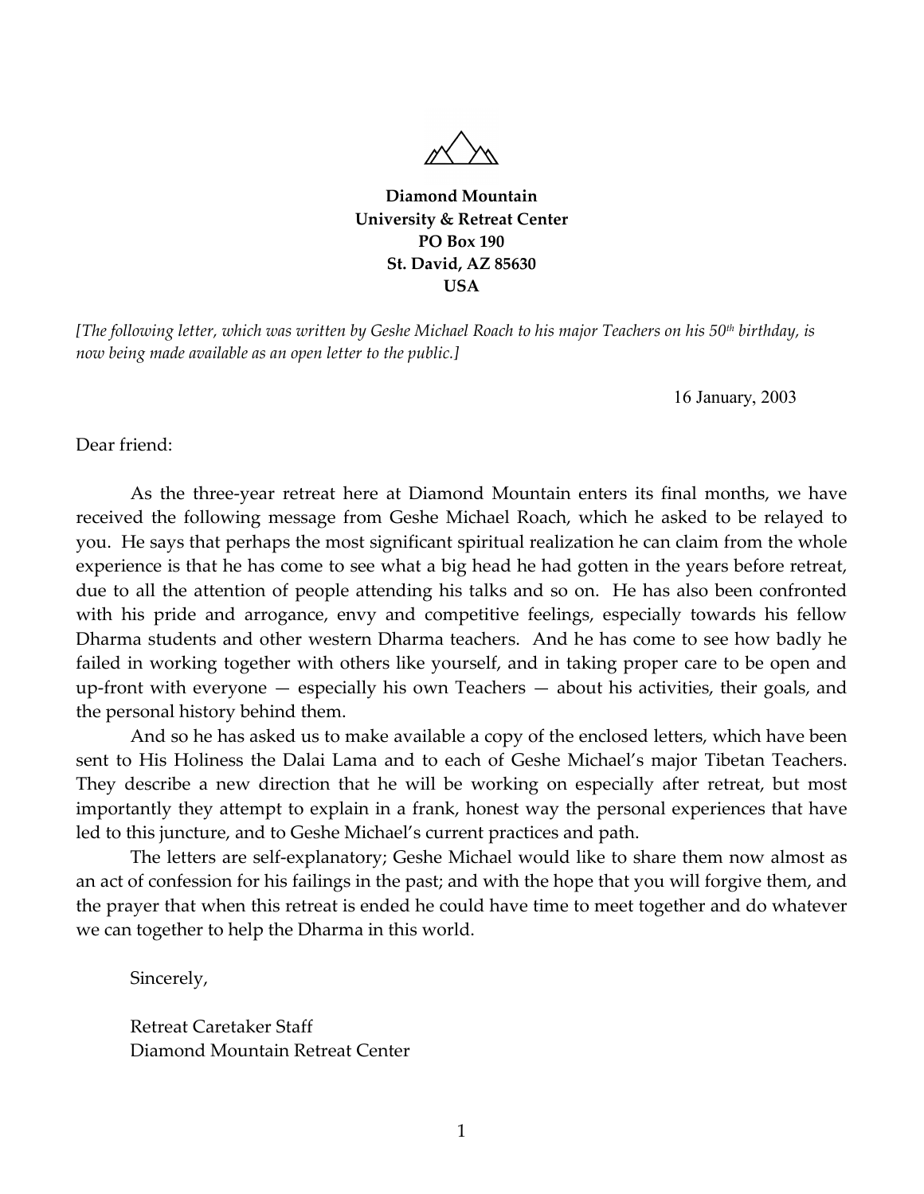**Diamond Mountain**
**University & Retreat Center**
**PO Box 190**
**St. David, AZ 85630**
**USA**

*[The following letter, which was written by Geshe Michael Roach to his major Teachers on his 50th birthday, is now being made available as an open letter to the public.]*

16 January, 2003

Dear friend:

As the three-year retreat here at Diamond Mountain enters its final months, we have received the following message from Geshe Michael Roach, which he asked to be relayed to you. He says that perhaps the most significant spiritual realization he can claim from the whole experience is that he has come to see what a big head he had gotten in the years before retreat, due to all the attention of people attending his talks and so on. He has also been confronted with his pride and arrogance, envy and competitive feelings, especially towards his fellow Dharma students and other western Dharma teachers. And he has come to see how badly he failed in working together with others like yourself, and in taking proper care to be open and up-front with everyone — especially his own Teachers — about his activities, their goals, and the personal history behind them.

And so he has asked us to make available a copy of the enclosed letters, which have been sent to His Holiness the Dalai Lama and to each of Geshe Michael's major Tibetan Teachers. They describe a new direction that he will be working on especially after retreat, but most importantly they attempt to explain in a frank, honest way the personal experiences that have led to this juncture, and to Geshe Michael's current practices and path.

The letters are self-explanatory; Geshe Michael would like to share them now almost as an act of confession for his failings in the past; and with the hope that you will forgive them, and the prayer that when this retreat is ended he could have time to meet together and do whatever we can together to help the Dharma in this world.

Sincerely,

Retreat Caretaker Staff
Diamond Mountain Retreat Center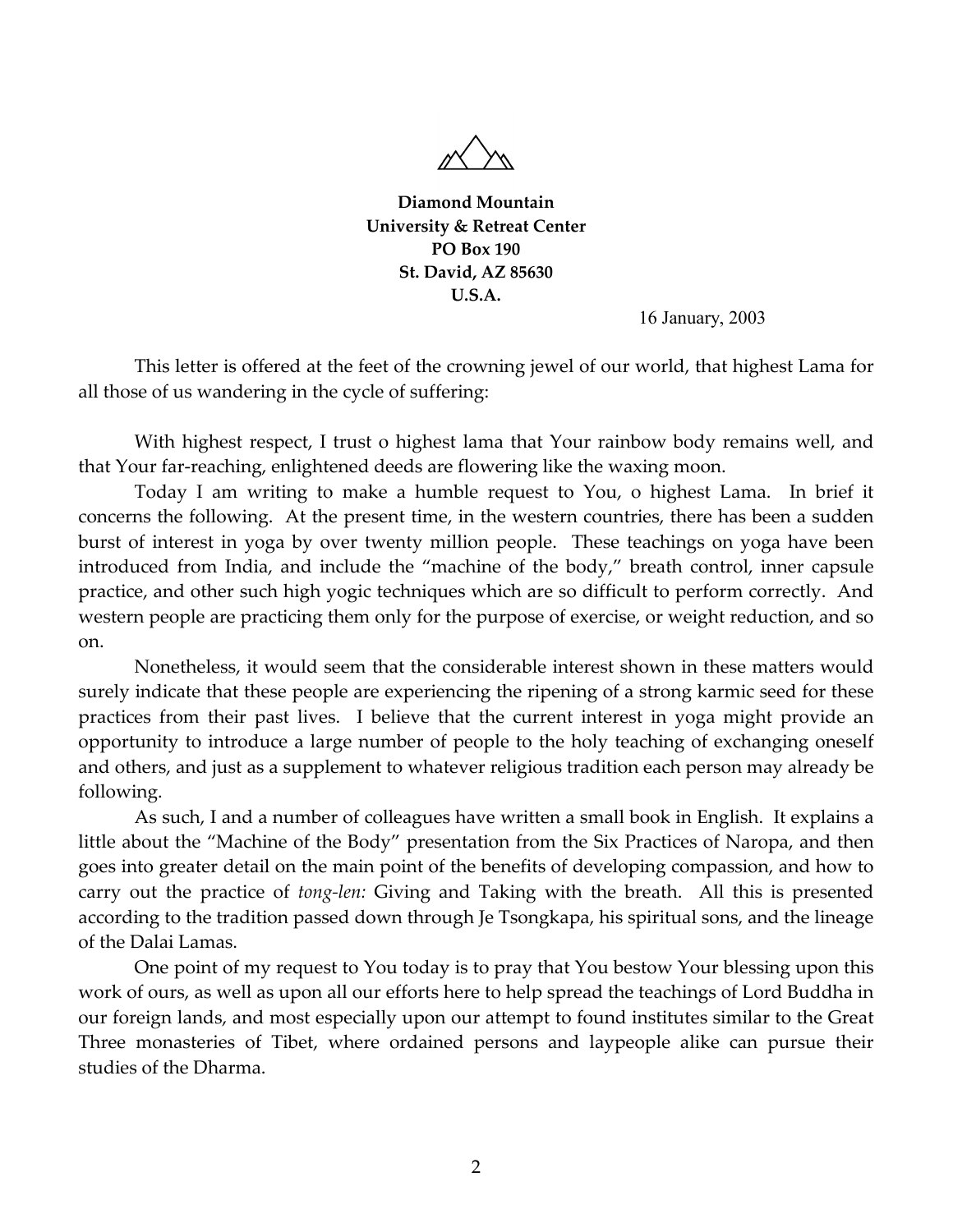**Diamond Mountain**
**University & Retreat Center**
**PO Box 190**
**St. David, AZ 85630**
**U.S.A.**

16 January, 2003

This letter is offered at the feet of the crowning jewel of our world, that highest Lama for all those of us wandering in the cycle of suffering:

With highest respect, I trust o highest lama that Your rainbow body remains well, and that Your far-reaching, enlightened deeds are flowering like the waxing moon.

Today I am writing to make a humble request to You, o highest Lama. In brief it concerns the following. At the present time, in the western countries, there has been a sudden burst of interest in yoga by over twenty million people. These teachings on yoga have been introduced from India, and include the "machine of the body," breath control, inner capsule practice, and other such high yogic techniques which are so difficult to perform correctly. And western people are practicing them only for the purpose of exercise, or weight reduction, and so on.

Nonetheless, it would seem that the considerable interest shown in these matters would surely indicate that these people are experiencing the ripening of a strong karmic seed for these practices from their past lives. I believe that the current interest in yoga might provide an opportunity to introduce a large number of people to the holy teaching of exchanging oneself and others, and just as a supplement to whatever religious tradition each person may already be following.

As such, I and a number of colleagues have written a small book in English. It explains a little about the "Machine of the Body" presentation from the Six Practices of Naropa, and then goes into greater detail on the main point of the benefits of developing compassion, and how to carry out the practice of *tong-len:* Giving and Taking with the breath. All this is presented according to the tradition passed down through Je Tsongkapa, his spiritual sons, and the lineage of the Dalai Lamas.

One point of my request to You today is to pray that You bestow Your blessing upon this work of ours, as well as upon all our efforts here to help spread the teachings of Lord Buddha in our foreign lands, and most especially upon our attempt to found institutes similar to the Great Three monasteries of Tibet, where ordained persons and laypeople alike can pursue their studies of the Dharma.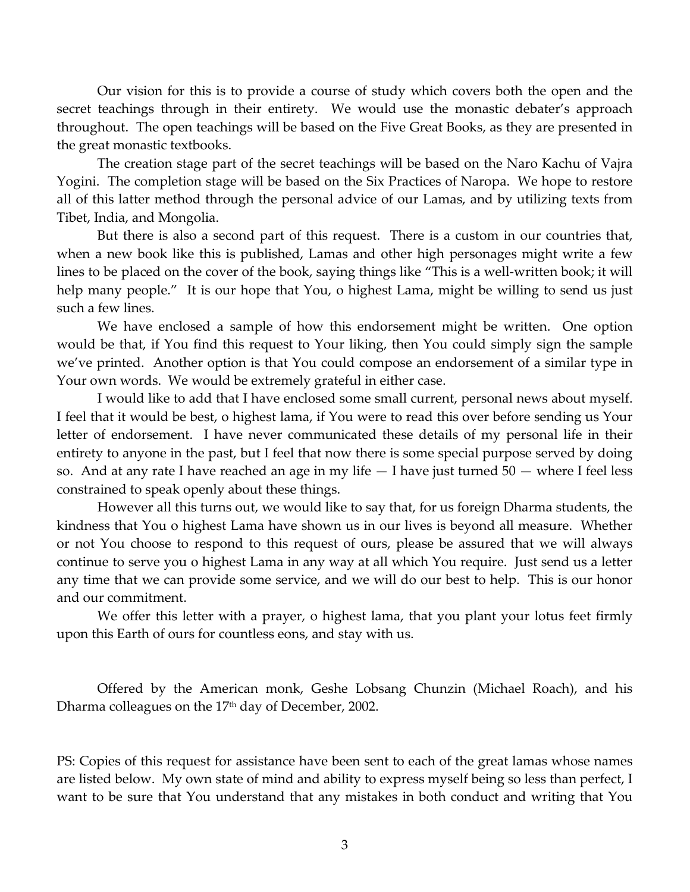Our vision for this is to provide a course of study which covers both the open and the secret teachings through in their entirety. We would use the monastic debater's approach throughout. The open teachings will be based on the Five Great Books, as they are presented in the great monastic textbooks.

The creation stage part of the secret teachings will be based on the Naro Kachu of Vajra Yogini. The completion stage will be based on the Six Practices of Naropa. We hope to restore all of this latter method through the personal advice of our Lamas, and by utilizing texts from Tibet, India, and Mongolia.

But there is also a second part of this request. There is a custom in our countries that, when a new book like this is published, Lamas and other high personages might write a few lines to be placed on the cover of the book, saying things like "This is a well-written book; it will help many people." It is our hope that You, o highest Lama, might be willing to send us just such a few lines.

We have enclosed a sample of how this endorsement might be written. One option would be that, if You find this request to Your liking, then You could simply sign the sample we've printed. Another option is that You could compose an endorsement of a similar type in Your own words. We would be extremely grateful in either case.

I would like to add that I have enclosed some small current, personal news about myself. I feel that it would be best, o highest lama, if You were to read this over before sending us Your letter of endorsement. I have never communicated these details of my personal life in their entirety to anyone in the past, but I feel that now there is some special purpose served by doing so. And at any rate I have reached an age in my life — I have just turned 50 — where I feel less constrained to speak openly about these things.

However all this turns out, we would like to say that, for us foreign Dharma students, the kindness that You o highest Lama have shown us in our lives is beyond all measure. Whether or not You choose to respond to this request of ours, please be assured that we will always continue to serve you o highest Lama in any way at all which You require. Just send us a letter any time that we can provide some service, and we will do our best to help. This is our honor and our commitment.

We offer this letter with a prayer, o highest lama, that you plant your lotus feet firmly upon this Earth of ours for countless eons, and stay with us.

Offered by the American monk, Geshe Lobsang Chunzin (Michael Roach), and his Dharma colleagues on the 17th day of December, 2002.

PS: Copies of this request for assistance have been sent to each of the great lamas whose names are listed below. My own state of mind and ability to express myself being so less than perfect, I want to be sure that You understand that any mistakes in both conduct and writing that You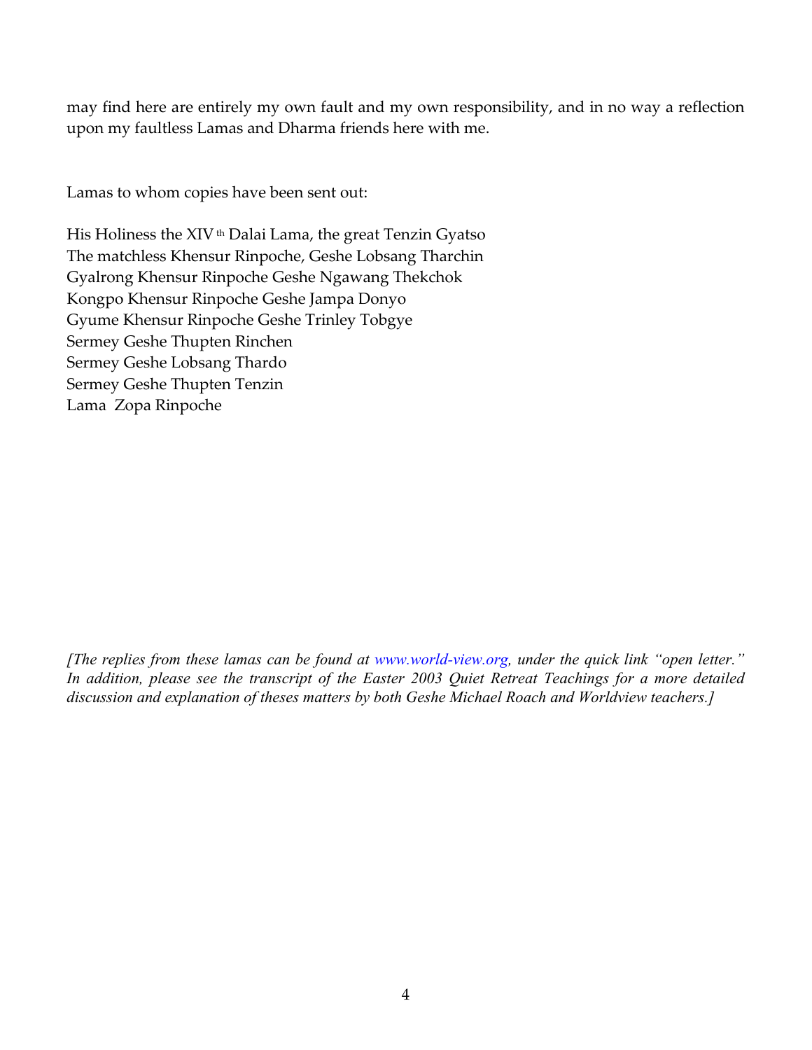may find here are entirely my own fault and my own responsibility, and in no way a reflection upon my faultless Lamas and Dharma friends here with me.

Lamas to whom copies have been sent out:

His Holiness the XIV[th] Dalai Lama, the great Tenzin Gyatso
The matchless Khensur Rinpoche, Geshe Lobsang Tharchin
Gyalrong Khensur Rinpoche Geshe Ngawang Thekchok
Kongpo Khensur Rinpoche Geshe Jampa Donyo
Gyume Khensur Rinpoche Geshe Trinley Tobgye
Sermey Geshe Thupten Rinchen
Sermey Geshe Lobsang Thardo
Sermey Geshe Thupten Tenzin
Lama Zopa Rinpoche

*[The replies from these lamas can be found at www.world-view.org, under the quick link "open letter." In addition, please see the transcript of the Easter 2003 Quiet Retreat Teachings for a more detailed discussion and explanation of theses matters by both Geshe Michael Roach and Worldview teachers.]*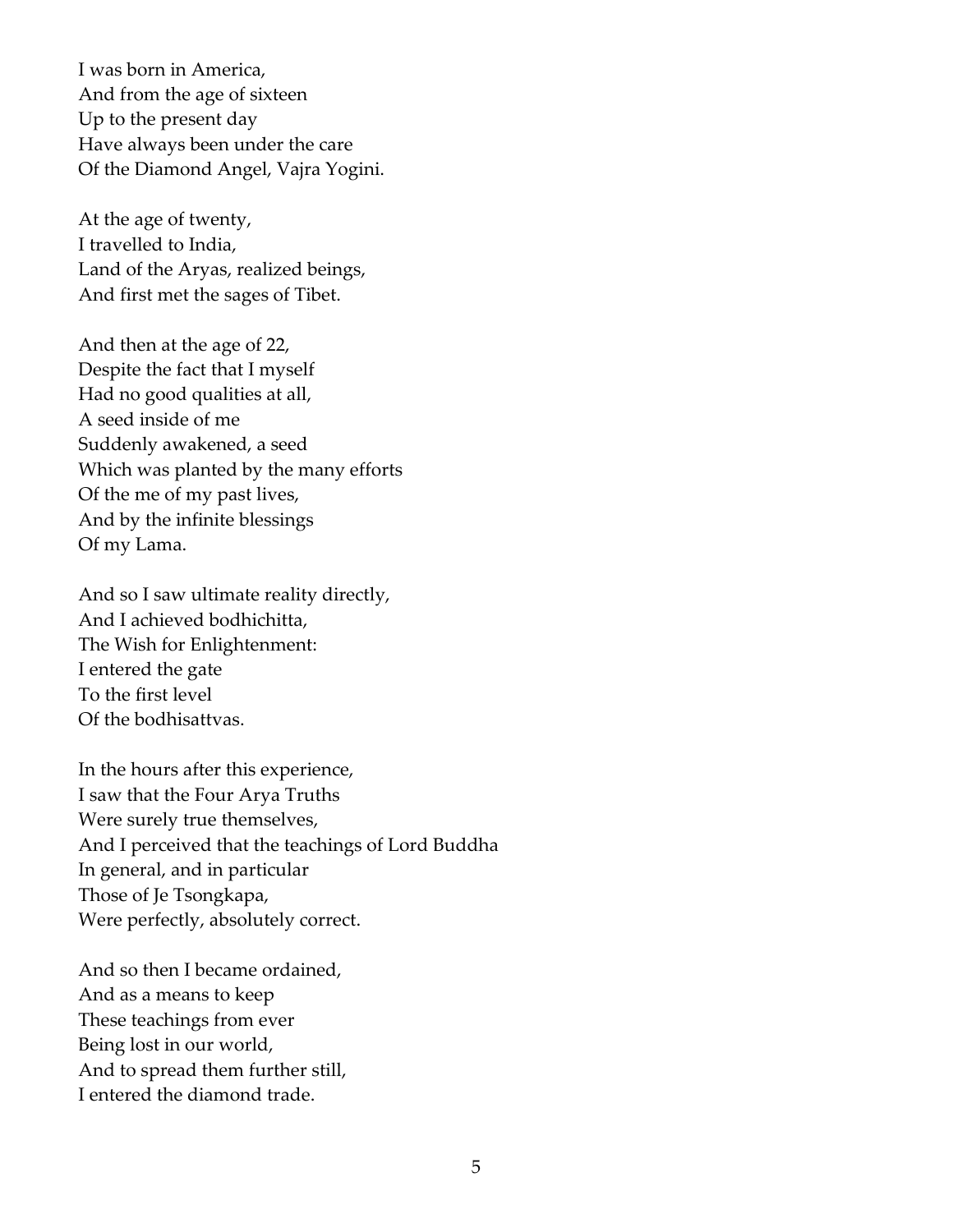I was born in America,
And from the age of sixteen
Up to the present day
Have always been under the care
Of the Diamond Angel, Vajra Yogini.

At the age of twenty,
I travelled to India,
Land of the Aryas, realized beings,
And first met the sages of Tibet.

And then at the age of 22,
Despite the fact that I myself
Had no good qualities at all,
A seed inside of me
Suddenly awakened, a seed
Which was planted by the many efforts
Of the me of my past lives,
And by the infinite blessings
Of my Lama.

And so I saw ultimate reality directly,
And I achieved bodhichitta,
The Wish for Enlightenment:
I entered the gate
To the first level
Of the bodhisattvas.

In the hours after this experience,
I saw that the Four Arya Truths
Were surely true themselves,
And I perceived that the teachings of Lord Buddha
In general, and in particular
Those of Je Tsongkapa,
Were perfectly, absolutely correct.

And so then I became ordained,
And as a means to keep
These teachings from ever
Being lost in our world,
And to spread them further still,
I entered the diamond trade.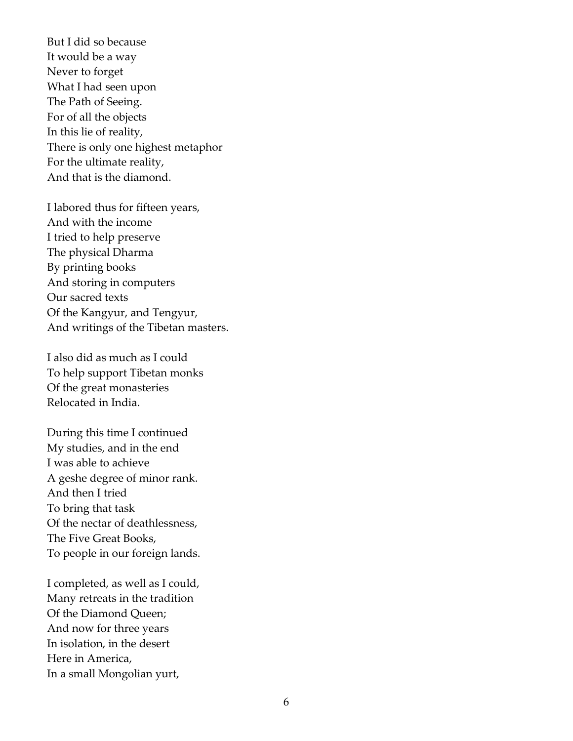But I did so because
It would be a way
Never to forget
What I had seen upon
The Path of Seeing.
For of all the objects
In this lie of reality,
There is only one highest metaphor
For the ultimate reality,
And that is the diamond.

I labored thus for fifteen years,
And with the income
I tried to help preserve
The physical Dharma
By printing books
And storing in computers
Our sacred texts
Of the Kangyur, and Tengyur,
And writings of the Tibetan masters.

I also did as much as I could
To help support Tibetan monks
Of the great monasteries
Relocated in India.

During this time I continued
My studies, and in the end
I was able to achieve
A geshe degree of minor rank.
And then I tried
To bring that task
Of the nectar of deathlessness,
The Five Great Books,
To people in our foreign lands.

I completed, as well as I could,
Many retreats in the tradition
Of the Diamond Queen;
And now for three years
In isolation, in the desert
Here in America,
In a small Mongolian yurt,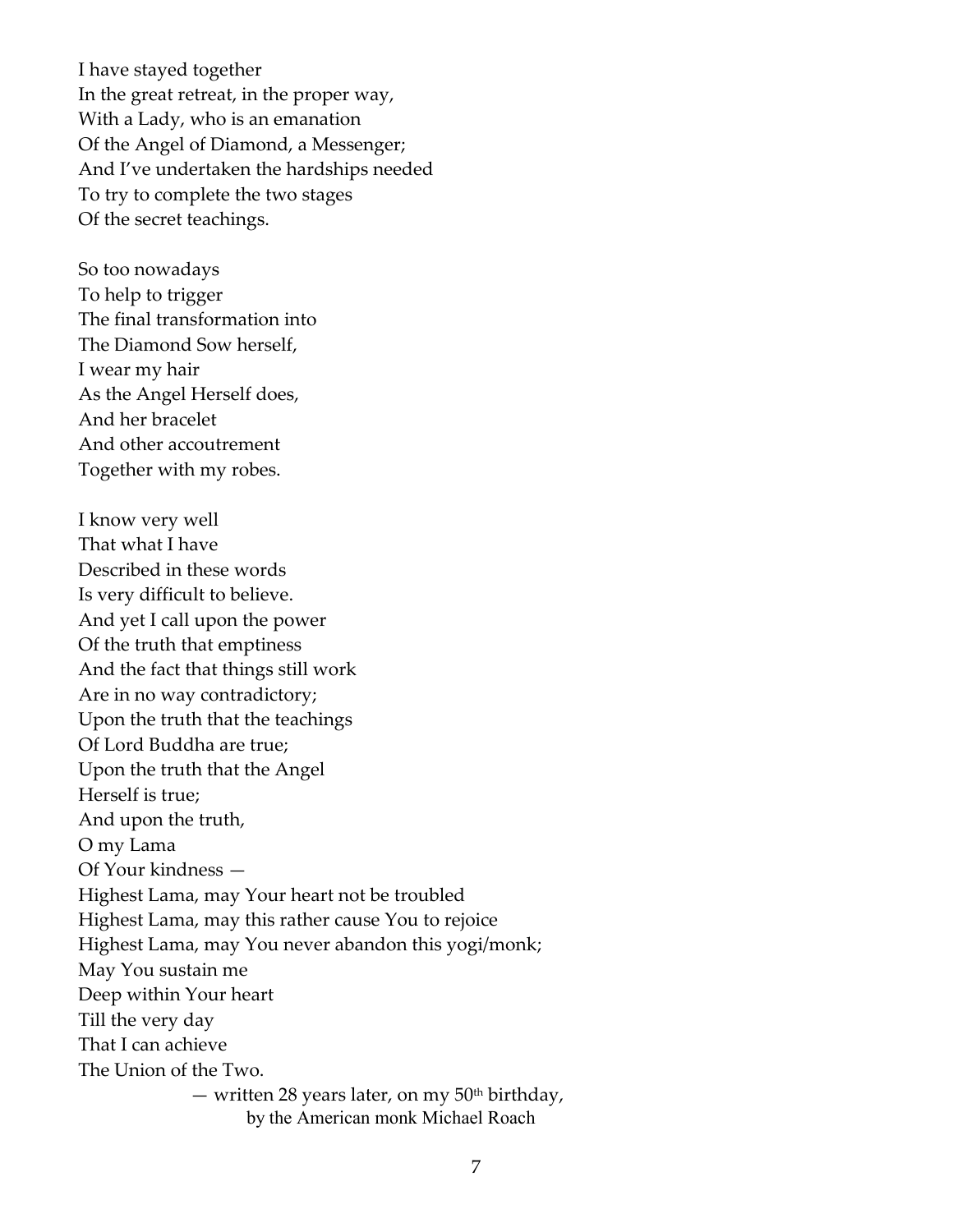I have stayed together  
In the great retreat, in the proper way,  
With a Lady, who is an emanation  
Of the Angel of Diamond, a Messenger;  
And I've undertaken the hardships needed  
To try to complete the two stages  
Of the secret teachings.

So too nowadays  
To help to trigger  
The final transformation into  
The Diamond Sow herself,  
I wear my hair  
As the Angel Herself does,  
And her bracelet  
And other accoutrement  
Together with my robes.

I know very well  
That what I have  
Described in these words  
Is very difficult to believe.  
And yet I call upon the power  
Of the truth that emptiness  
And the fact that things still work  
Are in no way contradictory;  
Upon the truth that the teachings  
Of Lord Buddha are true;  
Upon the truth that the Angel  
Herself is true;  
And upon the truth,  
O my Lama  
Of Your kindness —  
Highest Lama, may Your heart not be troubled  
Highest Lama, may this rather cause You to rejoice  
Highest Lama, may You never abandon this yogi/monk;  
May You sustain me  
Deep within Your heart  
Till the very day  
That I can achieve  
The Union of the Two.

— written 28 years later, on my 50th birthday,  
by the American monk Michael Roach